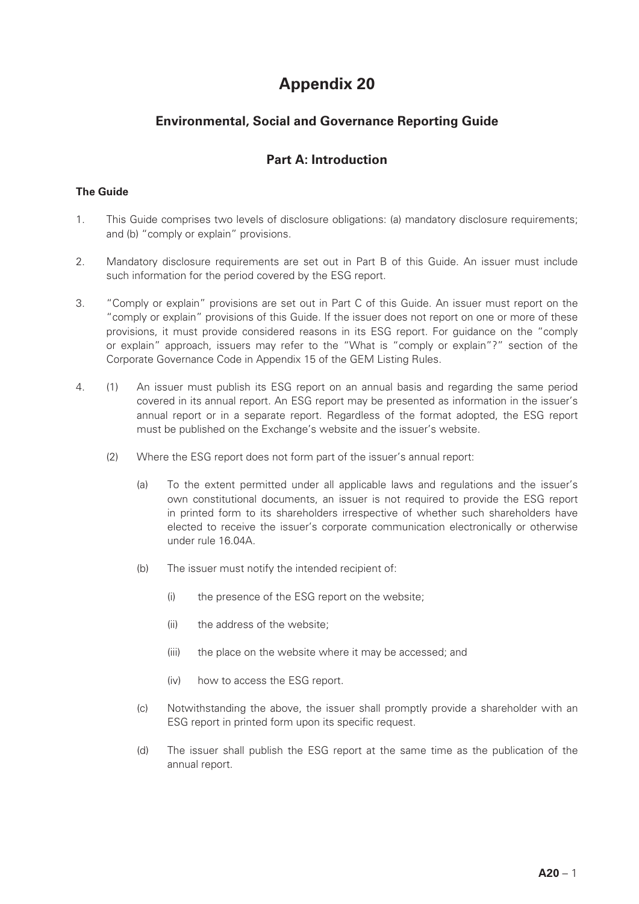# Appendix 20

## Environmental, Social and Governance Reporting Guide

## Part A: Introduction

**The Guide**

1. This Guide comprises two levels of disclosure obligations: (a) mandatory disclosure requirements; and (b) "comply or explain" provisions.

2. Mandatory disclosure requirements are set out in Part B of this Guide. An issuer must include such information for the period covered by the ESG report.

3. "Comply or explain" provisions are set out in Part C of this Guide. An issuer must report on the "comply or explain" provisions of this Guide. If the issuer does not report on one or more of these provisions, it must provide considered reasons in its ESG report. For guidance on the "comply or explain" approach, issuers may refer to the "What is "comply or explain"?" section of the Corporate Governance Code in Appendix 15 of the GEM Listing Rules.

4. (1) An issuer must publish its ESG report on an annual basis and regarding the same period covered in its annual report. An ESG report may be presented as information in the issuer's annual report or in a separate report. Regardless of the format adopted, the ESG report must be published on the Exchange's website and the issuer's website.

   (2) Where the ESG report does not form part of the issuer's annual report:

   (a) To the extent permitted under all applicable laws and regulations and the issuer's own constitutional documents, an issuer is not required to provide the ESG report in printed form to its shareholders irrespective of whether such shareholders have elected to receive the issuer's corporate communication electronically or otherwise under rule 16.04A.

   (b) The issuer must notify the intended recipient of:

   (i) the presence of the ESG report on the website;

   (ii) the address of the website;

   (iii) the place on the website where it may be accessed; and

   (iv) how to access the ESG report.

   (c) Notwithstanding the above, the issuer shall promptly provide a shareholder with an ESG report in printed form upon its specific request.

   (d) The issuer shall publish the ESG report at the same time as the publication of the annual report.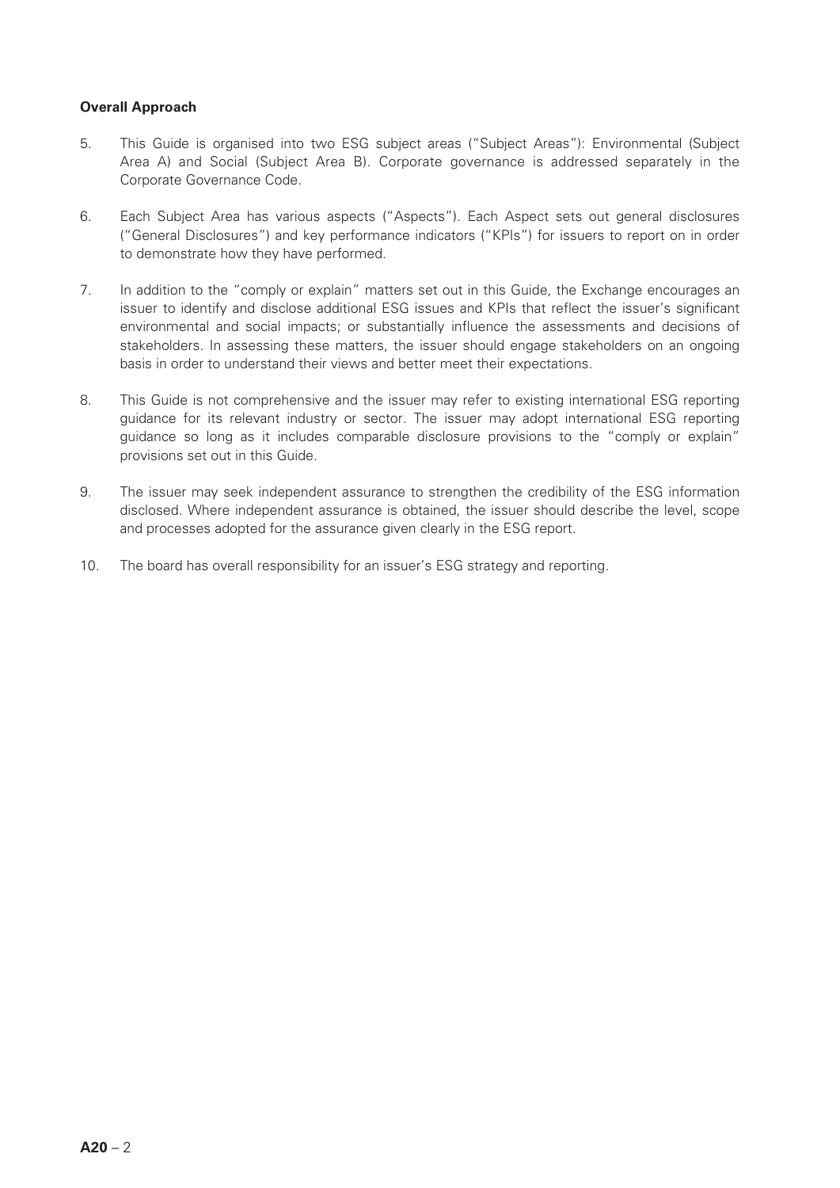**Overall Approach**

5. This Guide is organised into two ESG subject areas ("Subject Areas"): Environmental (Subject Area A) and Social (Subject Area B). Corporate governance is addressed separately in the Corporate Governance Code.

6. Each Subject Area has various aspects ("Aspects"). Each Aspect sets out general disclosures ("General Disclosures") and key performance indicators ("KPIs") for issuers to report on in order to demonstrate how they have performed.

7. In addition to the "comply or explain" matters set out in this Guide, the Exchange encourages an issuer to identify and disclose additional ESG issues and KPIs that reflect the issuer's significant environmental and social impacts; or substantially influence the assessments and decisions of stakeholders. In assessing these matters, the issuer should engage stakeholders on an ongoing basis in order to understand their views and better meet their expectations.

8. This Guide is not comprehensive and the issuer may refer to existing international ESG reporting guidance for its relevant industry or sector. The issuer may adopt international ESG reporting guidance so long as it includes comparable disclosure provisions to the "comply or explain" provisions set out in this Guide.

9. The issuer may seek independent assurance to strengthen the credibility of the ESG information disclosed. Where independent assurance is obtained, the issuer should describe the level, scope and processes adopted for the assurance given clearly in the ESG report.

10. The board has overall responsibility for an issuer's ESG strategy and reporting.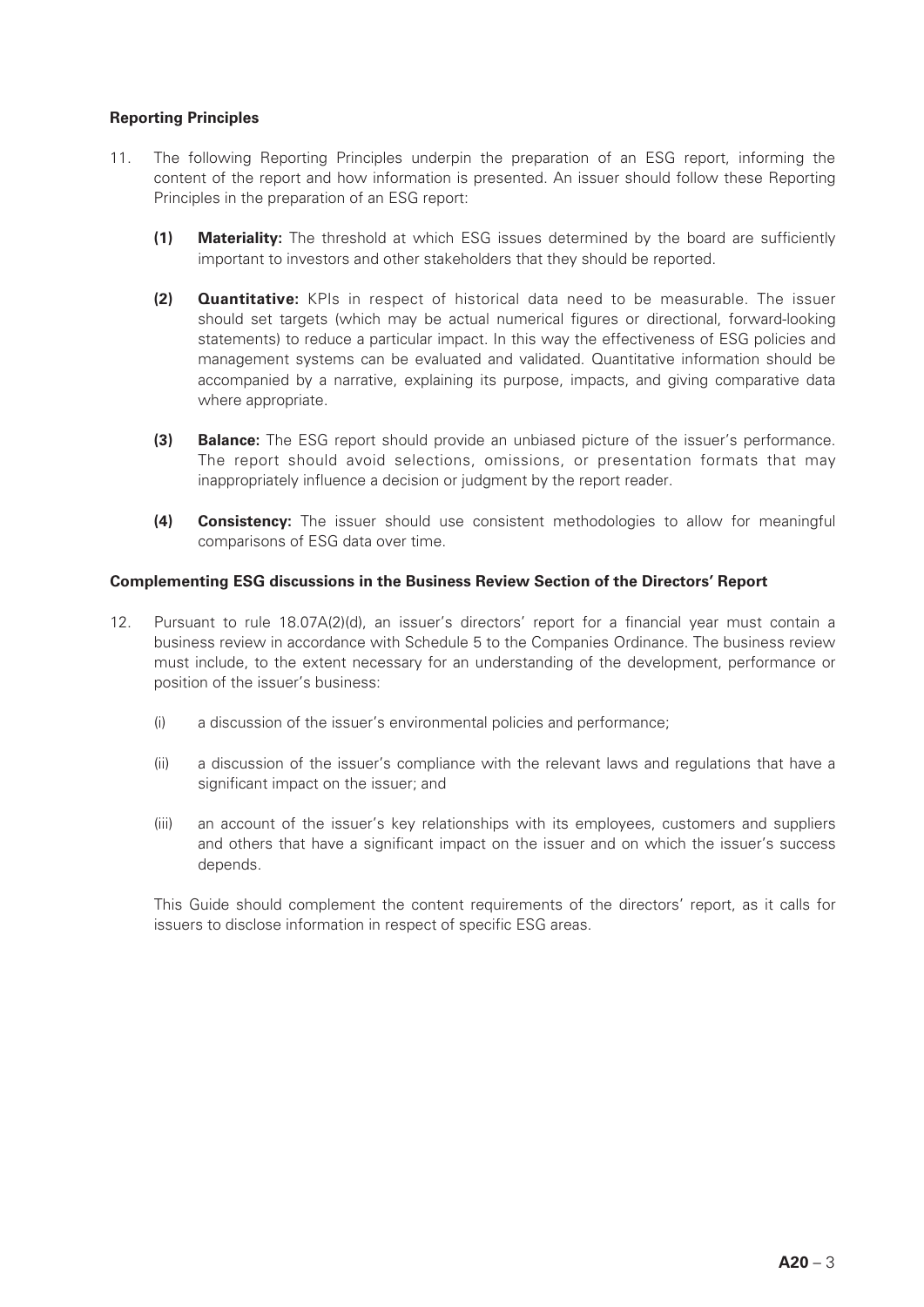**Reporting Principles**

11. The following Reporting Principles underpin the preparation of an ESG report, informing the content of the report and how information is presented. An issuer should follow these Reporting Principles in the preparation of an ESG report:

    **(1) Materiality:** The threshold at which ESG issues determined by the board are sufficiently important to investors and other stakeholders that they should be reported.

    **(2) Quantitative:** KPIs in respect of historical data need to be measurable. The issuer should set targets (which may be actual numerical figures or directional, forward-looking statements) to reduce a particular impact. In this way the effectiveness of ESG policies and management systems can be evaluated and validated. Quantitative information should be accompanied by a narrative, explaining its purpose, impacts, and giving comparative data where appropriate.

    **(3) Balance:** The ESG report should provide an unbiased picture of the issuer's performance. The report should avoid selections, omissions, or presentation formats that may inappropriately influence a decision or judgment by the report reader.

    **(4) Consistency:** The issuer should use consistent methodologies to allow for meaningful comparisons of ESG data over time.

**Complementing ESG discussions in the Business Review Section of the Directors' Report**

12. Pursuant to rule 18.07A(2)(d), an issuer's directors' report for a financial year must contain a business review in accordance with Schedule 5 to the Companies Ordinance. The business review must include, to the extent necessary for an understanding of the development, performance or position of the issuer's business:

    (i) a discussion of the issuer's environmental policies and performance;

    (ii) a discussion of the issuer's compliance with the relevant laws and regulations that have a significant impact on the issuer; and

    (iii) an account of the issuer's key relationships with its employees, customers and suppliers and others that have a significant impact on the issuer and on which the issuer's success depends.

    This Guide should complement the content requirements of the directors' report, as it calls for issuers to disclose information in respect of specific ESG areas.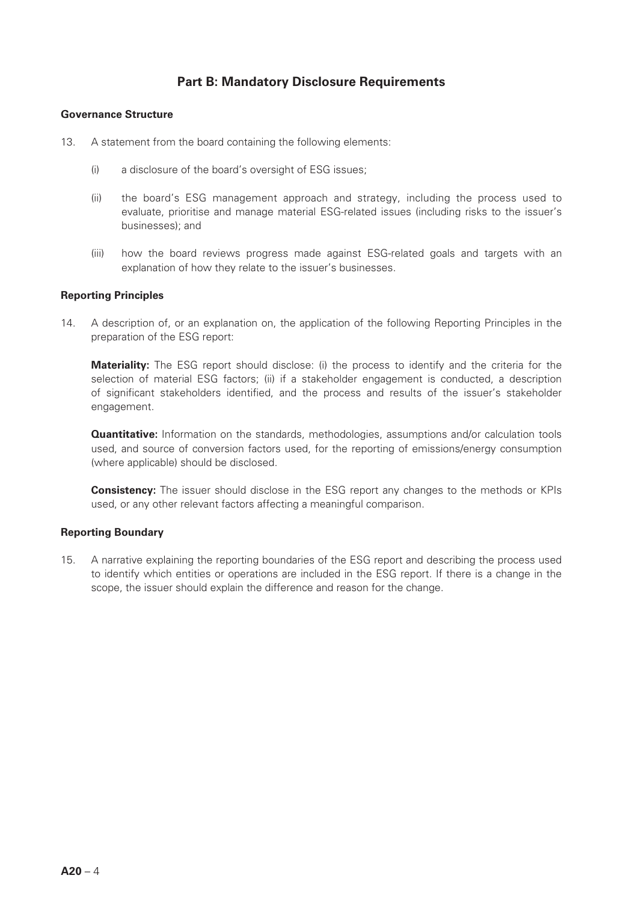## Part B: Mandatory Disclosure Requirements

### Governance Structure

13. A statement from the board containing the following elements:

    (i) a disclosure of the board's oversight of ESG issues;

    (ii) the board's ESG management approach and strategy, including the process used to evaluate, prioritise and manage material ESG-related issues (including risks to the issuer's businesses); and

    (iii) how the board reviews progress made against ESG-related goals and targets with an explanation of how they relate to the issuer's businesses.

### Reporting Principles

14. A description of, or an explanation on, the application of the following Reporting Principles in the preparation of the ESG report:

    **Materiality:** The ESG report should disclose: (i) the process to identify and the criteria for the selection of material ESG factors; (ii) if a stakeholder engagement is conducted, a description of significant stakeholders identified, and the process and results of the issuer's stakeholder engagement.

    **Quantitative:** Information on the standards, methodologies, assumptions and/or calculation tools used, and source of conversion factors used, for the reporting of emissions/energy consumption (where applicable) should be disclosed.

    **Consistency:** The issuer should disclose in the ESG report any changes to the methods or KPIs used, or any other relevant factors affecting a meaningful comparison.

### Reporting Boundary

15. A narrative explaining the reporting boundaries of the ESG report and describing the process used to identify which entities or operations are included in the ESG report. If there is a change in the scope, the issuer should explain the difference and reason for the change.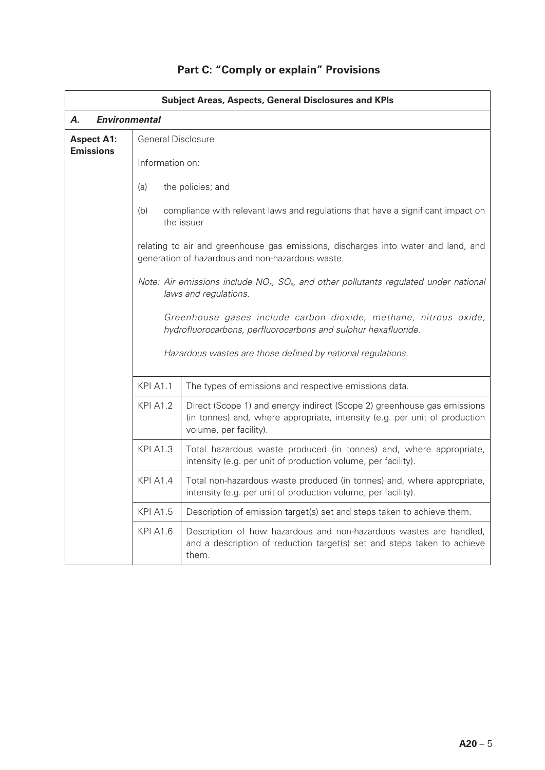## Part C: "Comply or explain" Provisions

| Subject Areas, Aspects, General Disclosures and KPIs | | |
|---|---|---|
| ***A. Environmental*** | | |
| **Aspect A1: Emissions** | General Disclosure<br><br>Information on:<br><br>(a) the policies; and<br><br>(b) compliance with relevant laws and regulations that have a significant impact on the issuer<br><br>relating to air and greenhouse gas emissions, discharges into water and land, and generation of hazardous and non-hazardous waste.<br><br>*Note: Air emissions include $NO_x$, $SO_x$, and other pollutants regulated under national laws and regulations.*<br><br>*Greenhouse gases include carbon dioxide, methane, nitrous oxide, hydrofluorocarbons, perfluorocarbons and sulphur hexafluoride.*<br><br>*Hazardous wastes are those defined by national regulations.* | |
| | KPI A1.1 | The types of emissions and respective emissions data. |
| | KPI A1.2 | Direct (Scope 1) and energy indirect (Scope 2) greenhouse gas emissions (in tonnes) and, where appropriate, intensity (e.g. per unit of production volume, per facility). |
| | KPI A1.3 | Total hazardous waste produced (in tonnes) and, where appropriate, intensity (e.g. per unit of production volume, per facility). |
| | KPI A1.4 | Total non-hazardous waste produced (in tonnes) and, where appropriate, intensity (e.g. per unit of production volume, per facility). |
| | KPI A1.5 | Description of emission target(s) set and steps taken to achieve them. |
| | KPI A1.6 | Description of how hazardous and non-hazardous wastes are handled, and a description of reduction target(s) set and steps taken to achieve them. |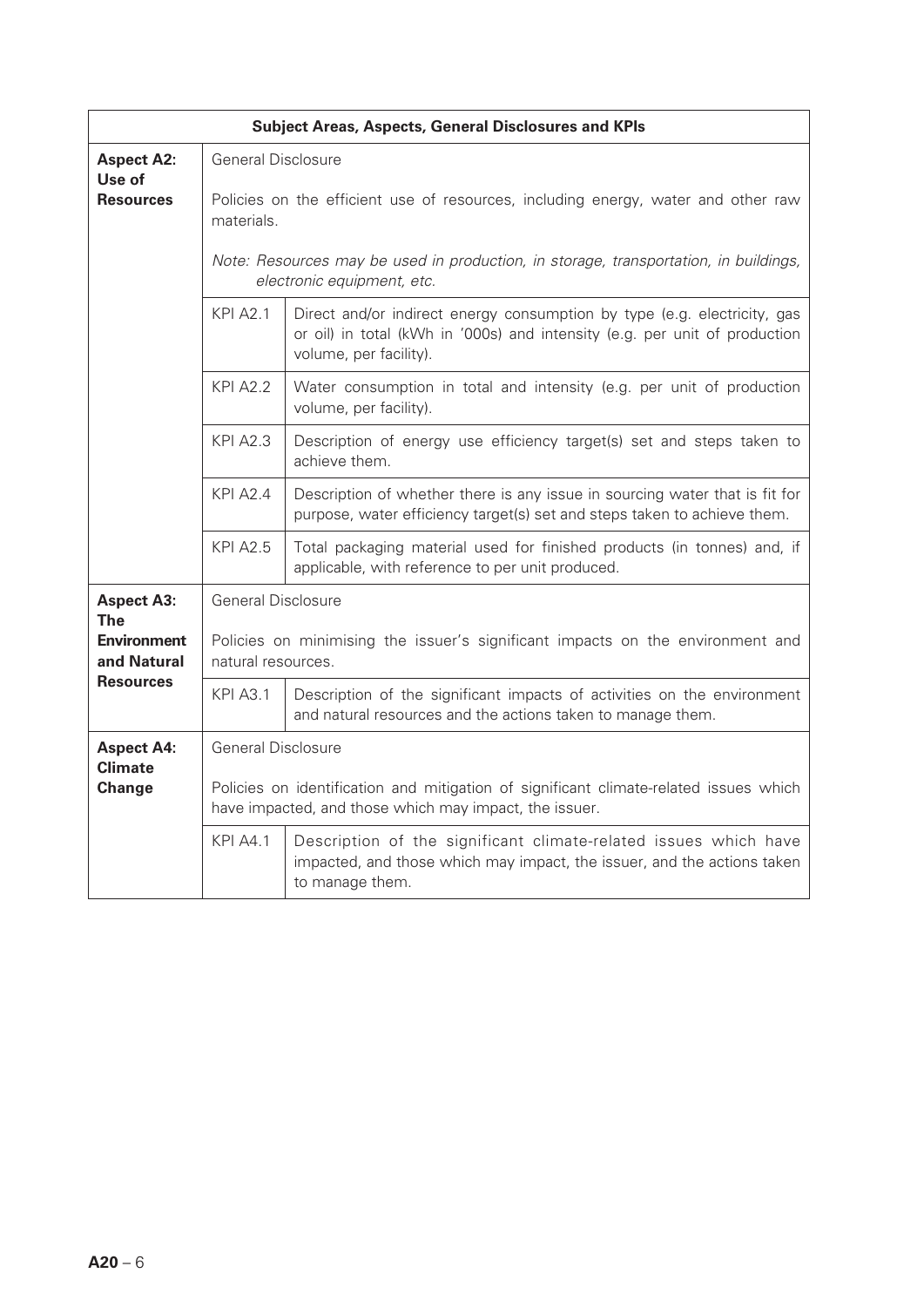| Subject Areas, Aspects, General Disclosures and KPIs | | |
|---|---|---|
| **Aspect A2: Use of Resources** | General Disclosure<br><br>Policies on the efficient use of resources, including energy, water and other raw materials.<br><br>*Note: Resources may be used in production, in storage, transportation, in buildings, electronic equipment, etc.* | |
| | KPI A2.1 | Direct and/or indirect energy consumption by type (e.g. electricity, gas or oil) in total (kWh in '000s) and intensity (e.g. per unit of production volume, per facility). |
| | KPI A2.2 | Water consumption in total and intensity (e.g. per unit of production volume, per facility). |
| | KPI A2.3 | Description of energy use efficiency target(s) set and steps taken to achieve them. |
| | KPI A2.4 | Description of whether there is any issue in sourcing water that is fit for purpose, water efficiency target(s) set and steps taken to achieve them. |
| | KPI A2.5 | Total packaging material used for finished products (in tonnes) and, if applicable, with reference to per unit produced. |
| **Aspect A3: The Environment and Natural Resources** | General Disclosure<br><br>Policies on minimising the issuer's significant impacts on the environment and natural resources. | |
| | KPI A3.1 | Description of the significant impacts of activities on the environment and natural resources and the actions taken to manage them. |
| **Aspect A4: Climate Change** | General Disclosure<br><br>Policies on identification and mitigation of significant climate-related issues which have impacted, and those which may impact, the issuer. | |
| | KPI A4.1 | Description of the significant climate-related issues which have impacted, and those which may impact, the issuer, and the actions taken to manage them. |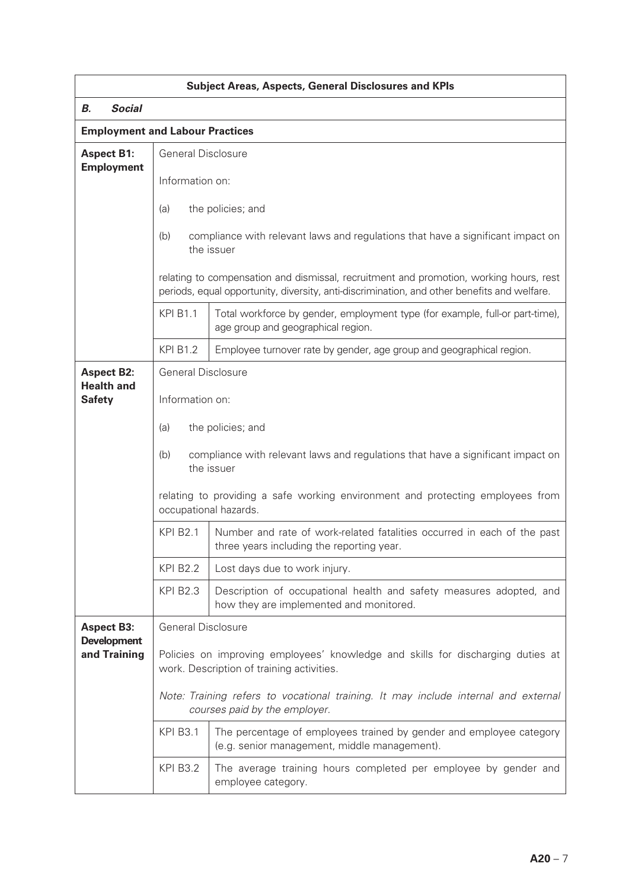| Subject Areas, Aspects, General Disclosures and KPIs | | |
|---|---|---|
| ***B. Social*** | | |
| **Employment and Labour Practices** | | |
| **Aspect B1: Employment** | General Disclosure<br><br>Information on:<br><br>(a) the policies; and<br><br>(b) compliance with relevant laws and regulations that have a significant impact on the issuer<br><br>relating to compensation and dismissal, recruitment and promotion, working hours, rest periods, equal opportunity, diversity, anti-discrimination, and other benefits and welfare. | |
| | KPI B1.1 | Total workforce by gender, employment type (for example, full-or part-time), age group and geographical region. |
| | KPI B1.2 | Employee turnover rate by gender, age group and geographical region. |
| **Aspect B2: Health and Safety** | General Disclosure<br><br>Information on:<br><br>(a) the policies; and<br><br>(b) compliance with relevant laws and regulations that have a significant impact on the issuer<br><br>relating to providing a safe working environment and protecting employees from occupational hazards. | |
| | KPI B2.1 | Number and rate of work-related fatalities occurred in each of the past three years including the reporting year. |
| | KPI B2.2 | Lost days due to work injury. |
| | KPI B2.3 | Description of occupational health and safety measures adopted, and how they are implemented and monitored. |
| **Aspect B3: Development and Training** | General Disclosure<br><br>Policies on improving employees' knowledge and skills for discharging duties at work. Description of training activities.<br><br>*Note: Training refers to vocational training. It may include internal and external courses paid by the employer.* | |
| | KPI B3.1 | The percentage of employees trained by gender and employee category (e.g. senior management, middle management). |
| | KPI B3.2 | The average training hours completed per employee by gender and employee category. |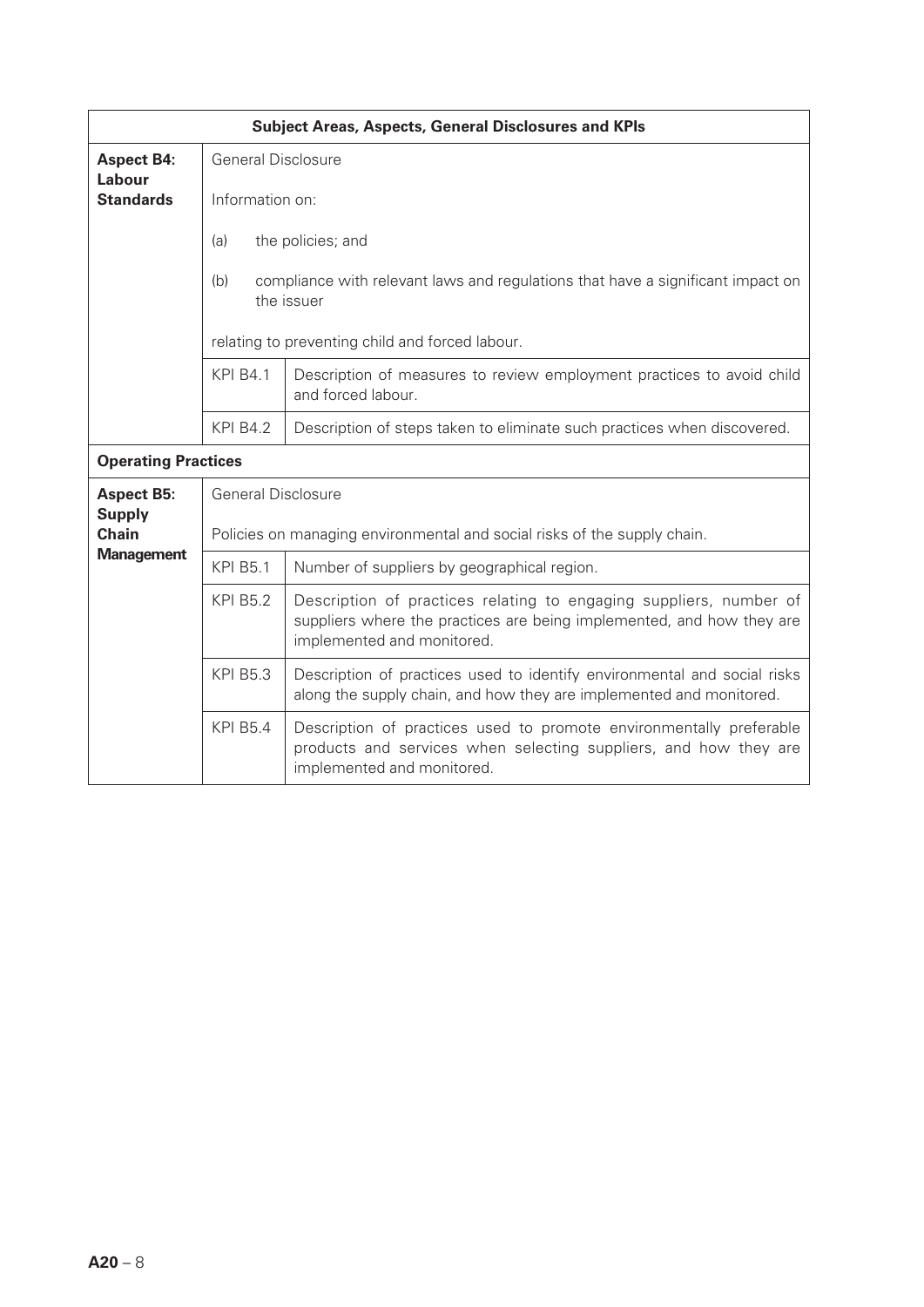| Subject Areas, Aspects, General Disclosures and KPIs | | |
|---|---|---|
| **Aspect B4: Labour Standards** | General Disclosure<br><br>Information on:<br><br>(a) the policies; and<br><br>(b) compliance with relevant laws and regulations that have a significant impact on the issuer<br><br>relating to preventing child and forced labour. | |
| | KPI B4.1 | Description of measures to review employment practices to avoid child and forced labour. |
| | KPI B4.2 | Description of steps taken to eliminate such practices when discovered. |
| **Operating Practices** | | |
| **Aspect B5: Supply Chain Management** | General Disclosure<br><br>Policies on managing environmental and social risks of the supply chain. | |
| | KPI B5.1 | Number of suppliers by geographical region. |
| | KPI B5.2 | Description of practices relating to engaging suppliers, number of suppliers where the practices are being implemented, and how they are implemented and monitored. |
| | KPI B5.3 | Description of practices used to identify environmental and social risks along the supply chain, and how they are implemented and monitored. |
| | KPI B5.4 | Description of practices used to promote environmentally preferable products and services when selecting suppliers, and how they are implemented and monitored. |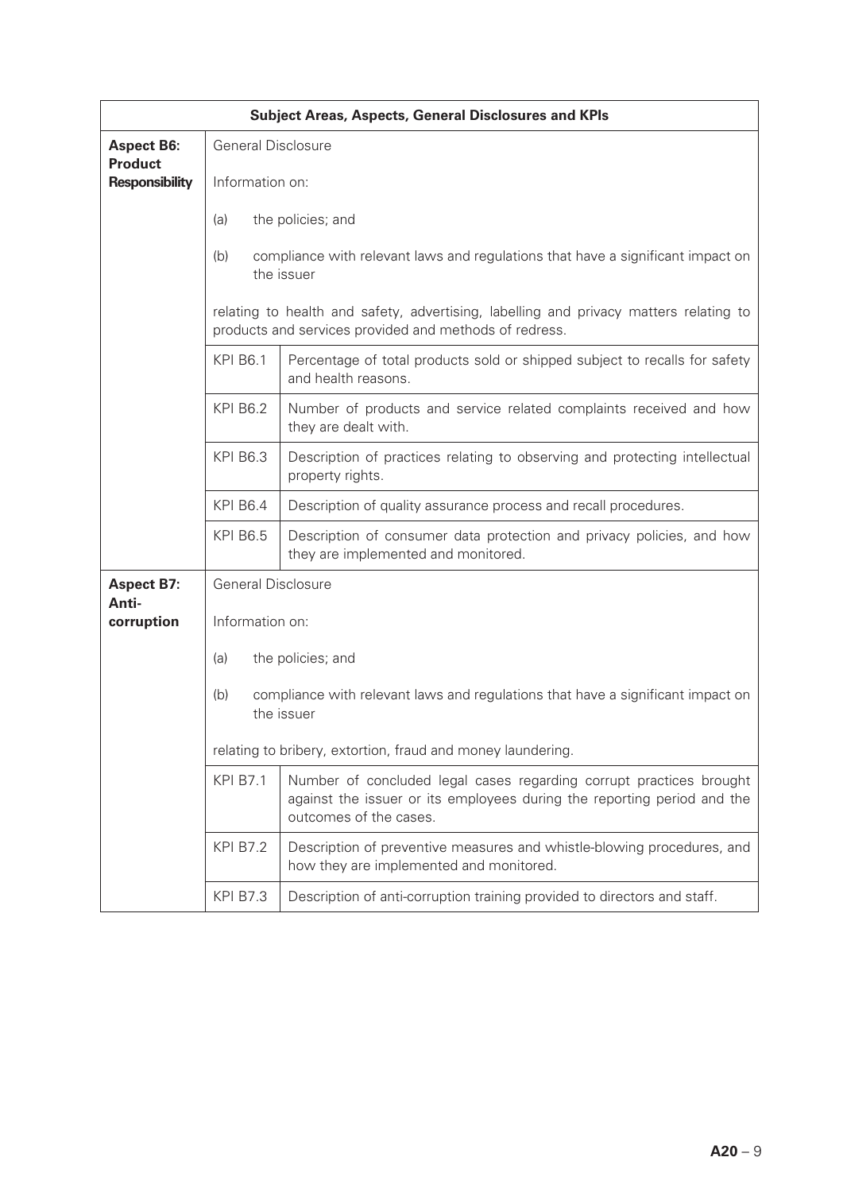| Subject Areas, Aspects, General Disclosures and KPIs | | |
|---|---|---|
| **Aspect B6: Product Responsibility** | General Disclosure<br><br>Information on:<br><br>(a) the policies; and<br><br>(b) compliance with relevant laws and regulations that have a significant impact on the issuer<br><br>relating to health and safety, advertising, labelling and privacy matters relating to products and services provided and methods of redress. | |
| | KPI B6.1 | Percentage of total products sold or shipped subject to recalls for safety and health reasons. |
| | KPI B6.2 | Number of products and service related complaints received and how they are dealt with. |
| | KPI B6.3 | Description of practices relating to observing and protecting intellectual property rights. |
| | KPI B6.4 | Description of quality assurance process and recall procedures. |
| | KPI B6.5 | Description of consumer data protection and privacy policies, and how they are implemented and monitored. |
| **Aspect B7: Anti-corruption** | General Disclosure<br><br>Information on:<br><br>(a) the policies; and<br><br>(b) compliance with relevant laws and regulations that have a significant impact on the issuer<br><br>relating to bribery, extortion, fraud and money laundering. | |
| | KPI B7.1 | Number of concluded legal cases regarding corrupt practices brought against the issuer or its employees during the reporting period and the outcomes of the cases. |
| | KPI B7.2 | Description of preventive measures and whistle-blowing procedures, and how they are implemented and monitored. |
| | KPI B7.3 | Description of anti-corruption training provided to directors and staff. |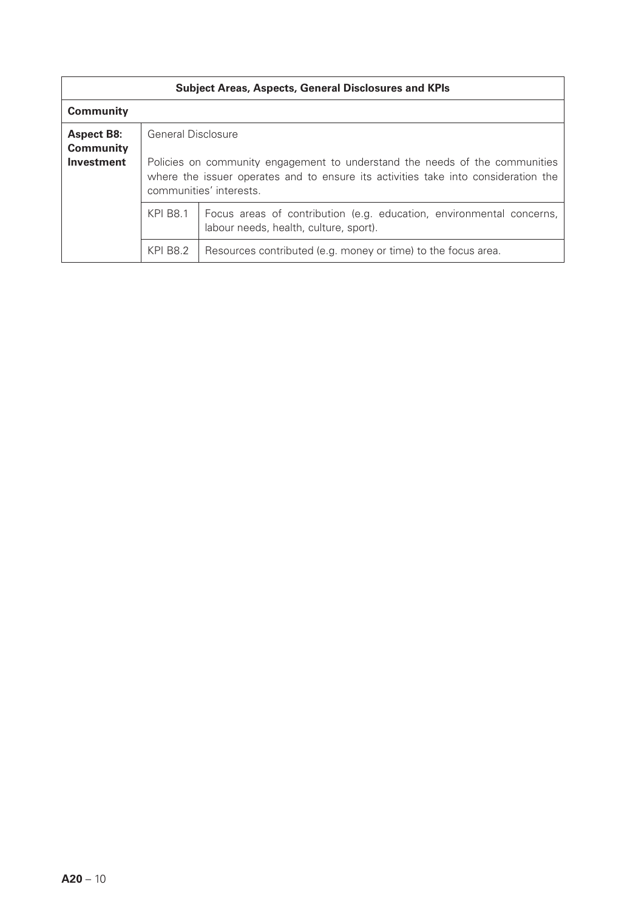| Subject Areas, Aspects, General Disclosures and KPIs | | |
|---|---|---|
| **Community** | | |
| **Aspect B8: Community Investment** | General Disclosure<br><br>Policies on community engagement to understand the needs of the communities where the issuer operates and to ensure its activities take into consideration the communities' interests. | |
| | KPI B8.1 | Focus areas of contribution (e.g. education, environmental concerns, labour needs, health, culture, sport). |
| | KPI B8.2 | Resources contributed (e.g. money or time) to the focus area. |